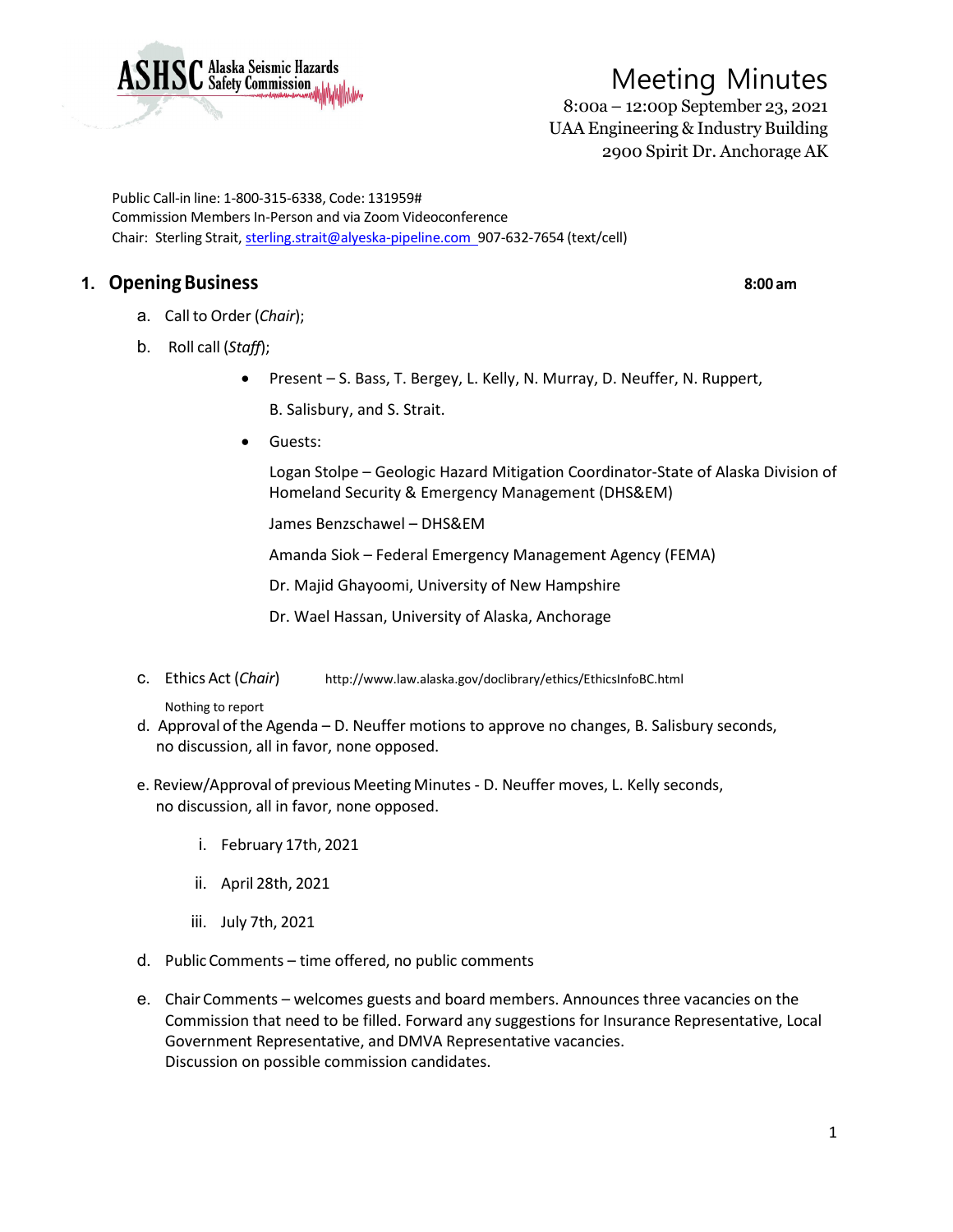ASHSC Alaska Seismic Hazards Safety Commission

# Meeting Minutes

8:00a – 12:00p September 23, 2021
UAA Engineering & Industry Building
2900 Spirit Dr. Anchorage AK

Public Call-in line: 1-800-315-6338, Code: 131959#
Commission Members In-Person and via Zoom Videoconference
Chair: Sterling Strait, sterling.strait@alyeska-pipeline.com 907-632-7654 (text/cell)

## 1. Opening Business **8:00 am**

a. Call to Order (*Chair*);

b. Roll call (*Staff*);

- Present – S. Bass, T. Bergey, L. Kelly, N. Murray, D. Neuffer, N. Ruppert, B. Salisbury, and S. Strait.
- Guests:

  Logan Stolpe – Geologic Hazard Mitigation Coordinator-State of Alaska Division of Homeland Security & Emergency Management (DHS&EM)

  James Benzschawel – DHS&EM

  Amanda Siok – Federal Emergency Management Agency (FEMA)

  Dr. Majid Ghayoomi, University of New Hampshire

  Dr. Wael Hassan, University of Alaska, Anchorage

c. Ethics Act (*Chair*) http://www.law.alaska.gov/doclibrary/ethics/EthicsInfoBC.html

Nothing to report

d. Approval of the Agenda – D. Neuffer motions to approve no changes, B. Salisbury seconds, no discussion, all in favor, none opposed.

e. Review/Approval of previous Meeting Minutes - D. Neuffer moves, L. Kelly seconds, no discussion, all in favor, none opposed.

i. February 17th, 2021

ii. April 28th, 2021

iii. July 7th, 2021

d. Public Comments – time offered, no public comments

e. Chair Comments – welcomes guests and board members. Announces three vacancies on the Commission that need to be filled. Forward any suggestions for Insurance Representative, Local Government Representative, and DMVA Representative vacancies.
Discussion on possible commission candidates.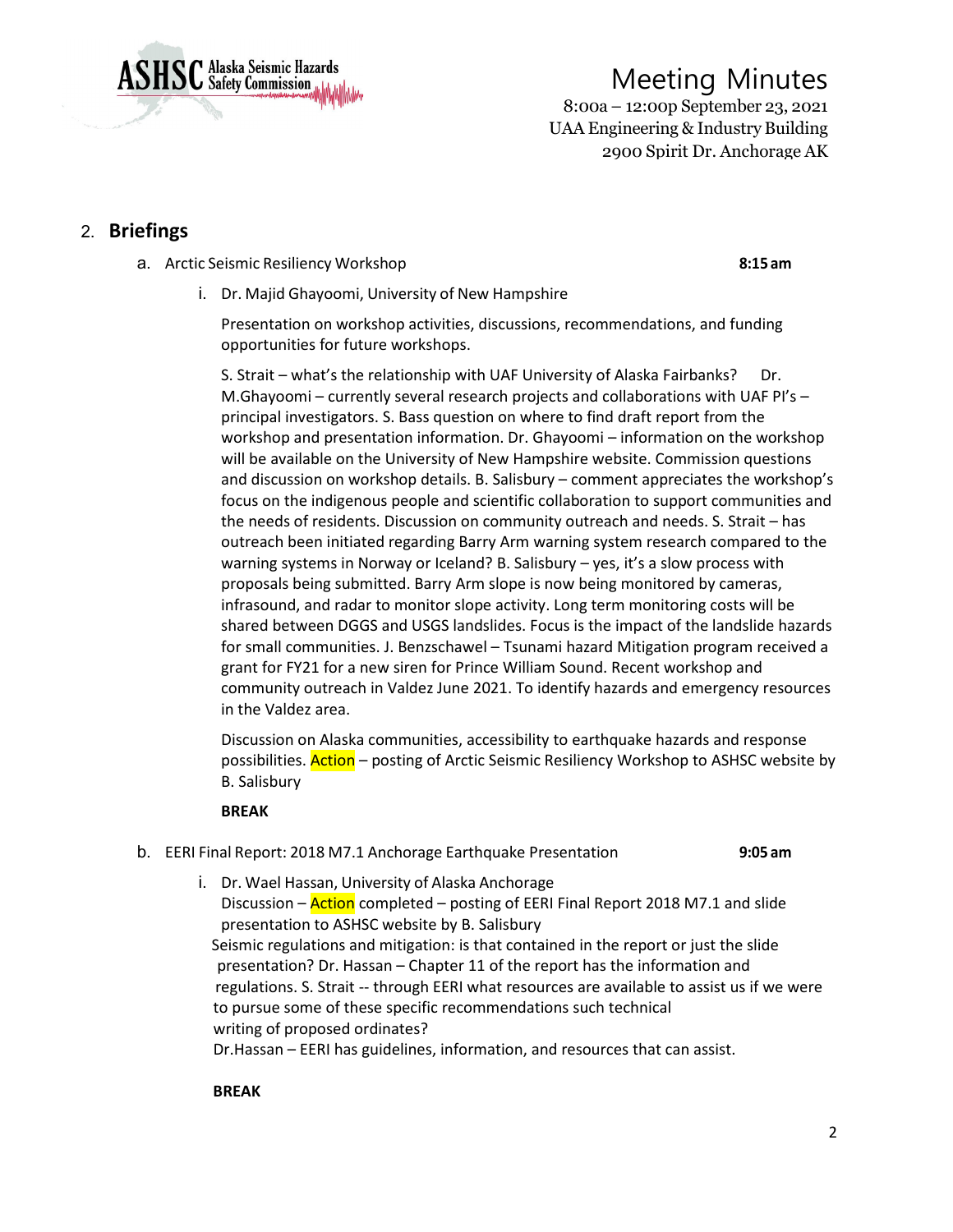## 2. Briefings

a. Arctic Seismic Resiliency Workshop **8:15 am**

i. Dr. Majid Ghayoomi, University of New Hampshire

Presentation on workshop activities, discussions, recommendations, and funding opportunities for future workshops.

S. Strait – what's the relationship with UAF University of Alaska Fairbanks? Dr. M.Ghayoomi – currently several research projects and collaborations with UAF PI's – principal investigators. S. Bass question on where to find draft report from the workshop and presentation information. Dr. Ghayoomi – information on the workshop will be available on the University of New Hampshire website. Commission questions and discussion on workshop details. B. Salisbury – comment appreciates the workshop's focus on the indigenous people and scientific collaboration to support communities and the needs of residents. Discussion on community outreach and needs. S. Strait – has outreach been initiated regarding Barry Arm warning system research compared to the warning systems in Norway or Iceland? B. Salisbury – yes, it's a slow process with proposals being submitted. Barry Arm slope is now being monitored by cameras, infrasound, and radar to monitor slope activity. Long term monitoring costs will be shared between DGGS and USGS landslides. Focus is the impact of the landslide hazards for small communities. J. Benzschawel – Tsunami hazard Mitigation program received a grant for FY21 for a new siren for Prince William Sound. Recent workshop and community outreach in Valdez June 2021. To identify hazards and emergency resources in the Valdez area.

Discussion on Alaska communities, accessibility to earthquake hazards and response possibilities. Action – posting of Arctic Seismic Resiliency Workshop to ASHSC website by B. Salisbury

**BREAK**

b. EERI Final Report: 2018 M7.1 Anchorage Earthquake Presentation **9:05 am**

i. Dr. Wael Hassan, University of Alaska Anchorage

Discussion – Action completed – posting of EERI Final Report 2018 M7.1 and slide presentation to ASHSC website by B. Salisbury

Seismic regulations and mitigation: is that contained in the report or just the slide presentation? Dr. Hassan – Chapter 11 of the report has the information and regulations. S. Strait -- through EERI what resources are available to assist us if we were to pursue some of these specific recommendations such technical writing of proposed ordinates?

Dr.Hassan – EERI has guidelines, information, and resources that can assist.

**BREAK**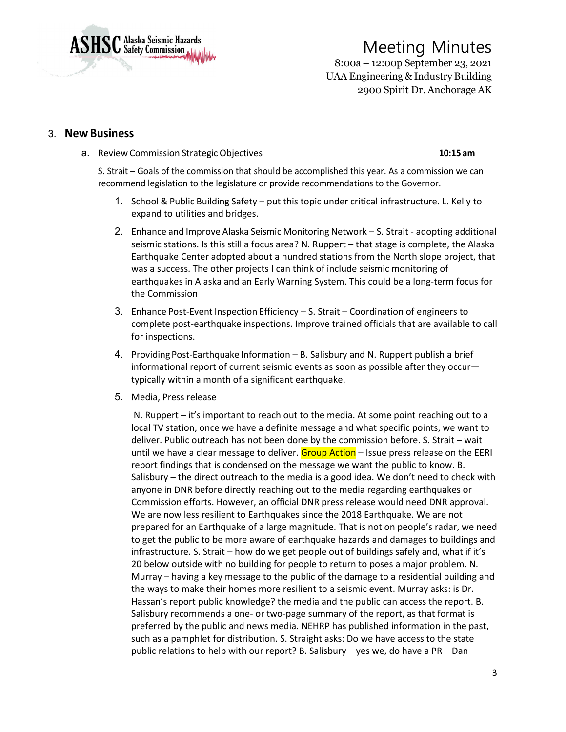## 3. New Business

a. Review Commission Strategic Objectives **10:15 am**

S. Strait – Goals of the commission that should be accomplished this year. As a commission we can recommend legislation to the legislature or provide recommendations to the Governor.

1. School & Public Building Safety – put this topic under critical infrastructure. L. Kelly to expand to utilities and bridges.
2. Enhance and Improve Alaska Seismic Monitoring Network – S. Strait - adopting additional seismic stations. Is this still a focus area? N. Ruppert – that stage is complete, the Alaska Earthquake Center adopted about a hundred stations from the North slope project, that was a success. The other projects I can think of include seismic monitoring of earthquakes in Alaska and an Early Warning System. This could be a long-term focus for the Commission
3. Enhance Post-Event Inspection Efficiency – S. Strait – Coordination of engineers to complete post-earthquake inspections. Improve trained officials that are available to call for inspections.
4. Providing Post-Earthquake Information – B. Salisbury and N. Ruppert publish a brief informational report of current seismic events as soon as possible after they occur—typically within a month of a significant earthquake.
5. Media, Press release

   N. Ruppert – it's important to reach out to the media. At some point reaching out to a local TV station, once we have a definite message and what specific points, we want to deliver. Public outreach has not been done by the commission before. S. Strait – wait until we have a clear message to deliver. Group Action – Issue press release on the EERI report findings that is condensed on the message we want the public to know. B. Salisbury – the direct outreach to the media is a good idea. We don't need to check with anyone in DNR before directly reaching out to the media regarding earthquakes or Commission efforts. However, an official DNR press release would need DNR approval. We are now less resilient to Earthquakes since the 2018 Earthquake. We are not prepared for an Earthquake of a large magnitude. That is not on people's radar, we need to get the public to be more aware of earthquake hazards and damages to buildings and infrastructure. S. Strait – how do we get people out of buildings safely and, what if it's 20 below outside with no building for people to return to poses a major problem. N. Murray – having a key message to the public of the damage to a residential building and the ways to make their homes more resilient to a seismic event. Murray asks: is Dr. Hassan's report public knowledge? the media and the public can access the report. B. Salisbury recommends a one- or two-page summary of the report, as that format is preferred by the public and news media. NEHRP has published information in the past, such as a pamphlet for distribution. S. Straight asks: Do we have access to the state public relations to help with our report? B. Salisbury – yes we, do have a PR – Dan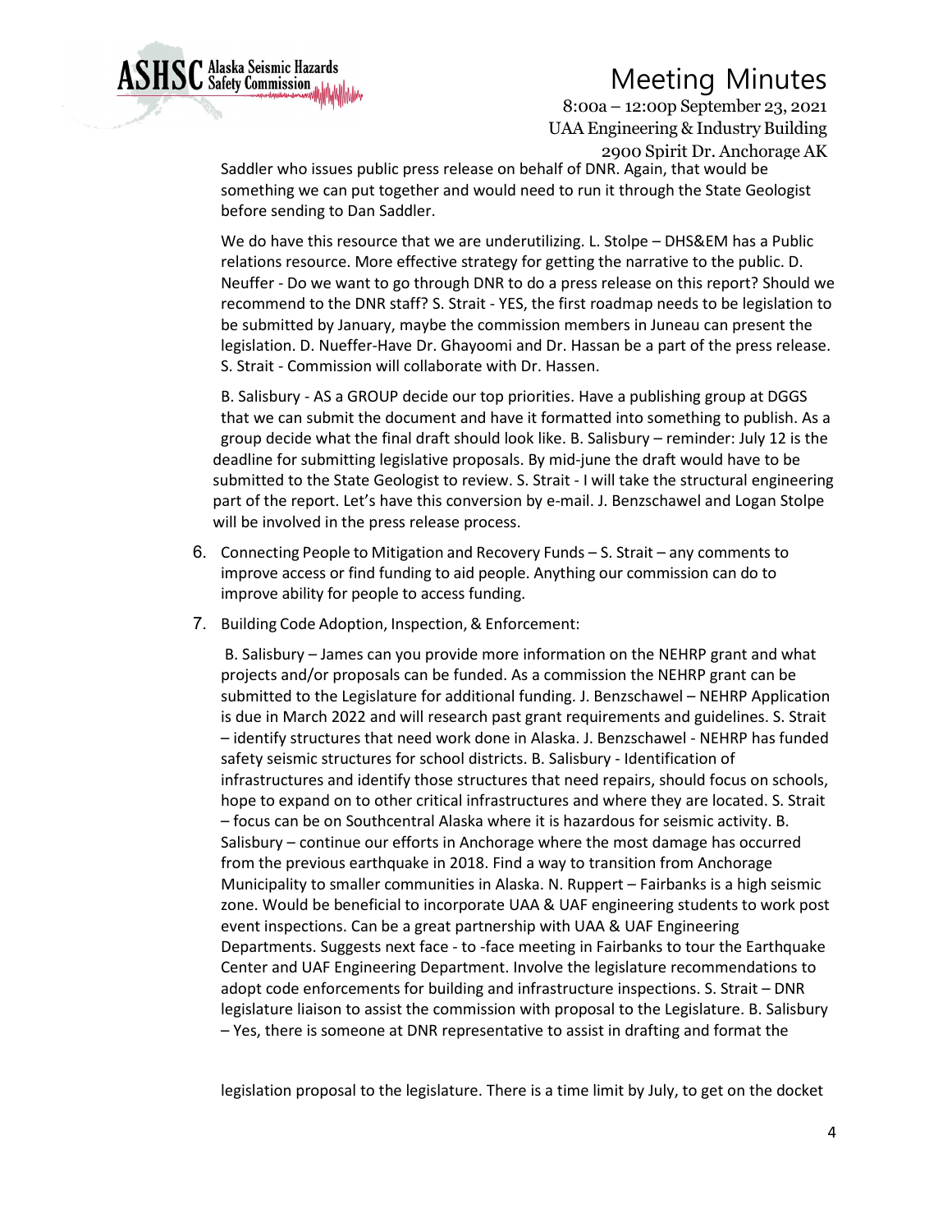Saddler who issues public press release on behalf of DNR. Again, that would be something we can put together and would need to run it through the State Geologist before sending to Dan Saddler.

We do have this resource that we are underutilizing. L. Stolpe – DHS&EM has a Public relations resource. More effective strategy for getting the narrative to the public. D. Neuffer - Do we want to go through DNR to do a press release on this report? Should we recommend to the DNR staff? S. Strait - YES, the first roadmap needs to be legislation to be submitted by January, maybe the commission members in Juneau can present the legislation. D. Nueffer-Have Dr. Ghayoomi and Dr. Hassan be a part of the press release. S. Strait - Commission will collaborate with Dr. Hassen.

B. Salisbury - AS a GROUP decide our top priorities. Have a publishing group at DGGS that we can submit the document and have it formatted into something to publish. As a group decide what the final draft should look like. B. Salisbury – reminder: July 12 is the deadline for submitting legislative proposals. By mid-june the draft would have to be submitted to the State Geologist to review. S. Strait - I will take the structural engineering part of the report. Let's have this conversion by e-mail. J. Benzschawel and Logan Stolpe will be involved in the press release process.

6. Connecting People to Mitigation and Recovery Funds – S. Strait – any comments to improve access or find funding to aid people. Anything our commission can do to improve ability for people to access funding.

7. Building Code Adoption, Inspection, & Enforcement:

   B. Salisbury – James can you provide more information on the NEHRP grant and what projects and/or proposals can be funded. As a commission the NEHRP grant can be submitted to the Legislature for additional funding. J. Benzschawel – NEHRP Application is due in March 2022 and will research past grant requirements and guidelines. S. Strait – identify structures that need work done in Alaska. J. Benzschawel - NEHRP has funded safety seismic structures for school districts. B. Salisbury - Identification of infrastructures and identify those structures that need repairs, should focus on schools, hope to expand on to other critical infrastructures and where they are located. S. Strait – focus can be on Southcentral Alaska where it is hazardous for seismic activity. B. Salisbury – continue our efforts in Anchorage where the most damage has occurred from the previous earthquake in 2018. Find a way to transition from Anchorage Municipality to smaller communities in Alaska. N. Ruppert – Fairbanks is a high seismic zone. Would be beneficial to incorporate UAA & UAF engineering students to work post event inspections. Can be a great partnership with UAA & UAF Engineering Departments. Suggests next face - to -face meeting in Fairbanks to tour the Earthquake Center and UAF Engineering Department. Involve the legislature recommendations to adopt code enforcements for building and infrastructure inspections. S. Strait – DNR legislature liaison to assist the commission with proposal to the Legislature. B. Salisbury – Yes, there is someone at DNR representative to assist in drafting and format the

   legislation proposal to the legislature. There is a time limit by July, to get on the docket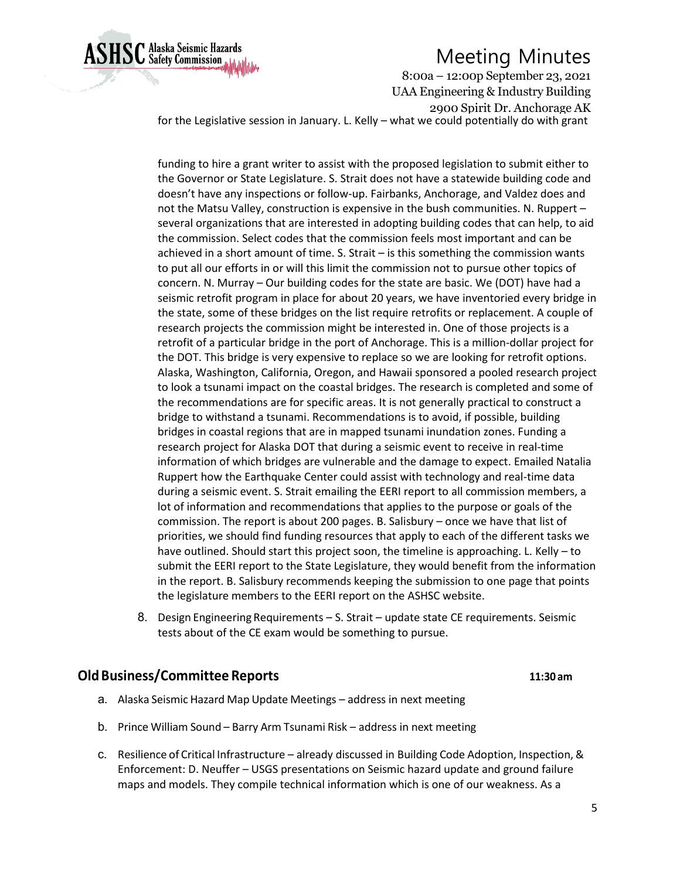for the Legislative session in January. L. Kelly – what we could potentially do with grant

funding to hire a grant writer to assist with the proposed legislation to submit either to the Governor or State Legislature. S. Strait does not have a statewide building code and doesn't have any inspections or follow-up. Fairbanks, Anchorage, and Valdez does and not the Matsu Valley, construction is expensive in the bush communities. N. Ruppert – several organizations that are interested in adopting building codes that can help, to aid the commission. Select codes that the commission feels most important and can be achieved in a short amount of time. S. Strait – is this something the commission wants to put all our efforts in or will this limit the commission not to pursue other topics of concern. N. Murray – Our building codes for the state are basic. We (DOT) have had a seismic retrofit program in place for about 20 years, we have inventoried every bridge in the state, some of these bridges on the list require retrofits or replacement. A couple of research projects the commission might be interested in. One of those projects is a retrofit of a particular bridge in the port of Anchorage. This is a million-dollar project for the DOT. This bridge is very expensive to replace so we are looking for retrofit options. Alaska, Washington, California, Oregon, and Hawaii sponsored a pooled research project to look a tsunami impact on the coastal bridges. The research is completed and some of the recommendations are for specific areas. It is not generally practical to construct a bridge to withstand a tsunami. Recommendations is to avoid, if possible, building bridges in coastal regions that are in mapped tsunami inundation zones. Funding a research project for Alaska DOT that during a seismic event to receive in real-time information of which bridges are vulnerable and the damage to expect. Emailed Natalia Ruppert how the Earthquake Center could assist with technology and real-time data during a seismic event. S. Strait emailing the EERI report to all commission members, a lot of information and recommendations that applies to the purpose or goals of the commission. The report is about 200 pages. B. Salisbury – once we have that list of priorities, we should find funding resources that apply to each of the different tasks we have outlined. Should start this project soon, the timeline is approaching. L. Kelly – to submit the EERI report to the State Legislature, they would benefit from the information in the report. B. Salisbury recommends keeping the submission to one page that points the legislature members to the EERI report on the ASHSC website.

8. Design Engineering Requirements – S. Strait – update state CE requirements. Seismic tests about of the CE exam would be something to pursue.

## Old Business/Committee Reports **11:30 am**

a. Alaska Seismic Hazard Map Update Meetings – address in next meeting

b. Prince William Sound – Barry Arm Tsunami Risk – address in next meeting

c. Resilience of Critical Infrastructure – already discussed in Building Code Adoption, Inspection, & Enforcement: D. Neuffer – USGS presentations on Seismic hazard update and ground failure maps and models. They compile technical information which is one of our weakness. As a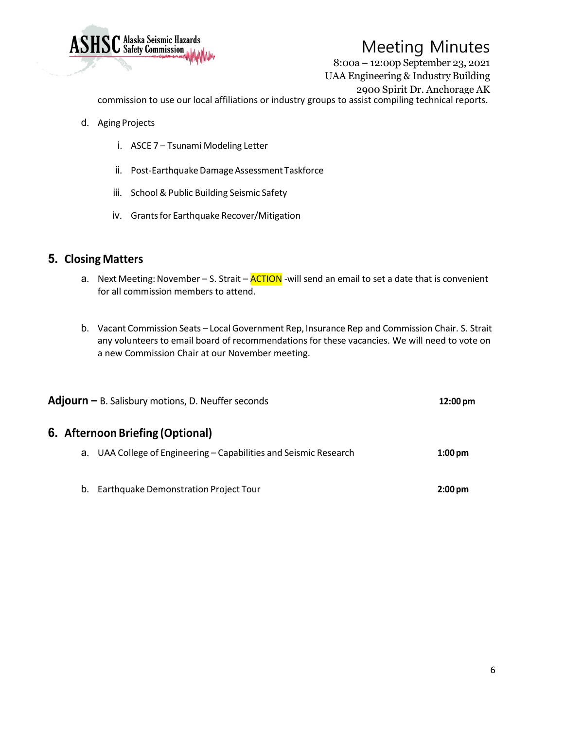commission to use our local affiliations or industry groups to assist compiling technical reports.

d. Aging Projects

   i. ASCE 7 – Tsunami Modeling Letter

   ii. Post-Earthquake Damage Assessment Taskforce

   iii. School & Public Building Seismic Safety

   iv. Grants for Earthquake Recover/Mitigation

## 5. Closing Matters

a. Next Meeting: November – S. Strait – ACTION -will send an email to set a date that is convenient for all commission members to attend.

b. Vacant Commission Seats – Local Government Rep, Insurance Rep and Commission Chair. S. Strait any volunteers to email board of recommendations for these vacancies. We will need to vote on a new Commission Chair at our November meeting.

**Adjourn –** B. Salisbury motions, D. Neuffer seconds **12:00 pm**

## 6. Afternoon Briefing (Optional)

a. UAA College of Engineering – Capabilities and Seismic Research **1:00 pm**

b. Earthquake Demonstration Project Tour **2:00 pm**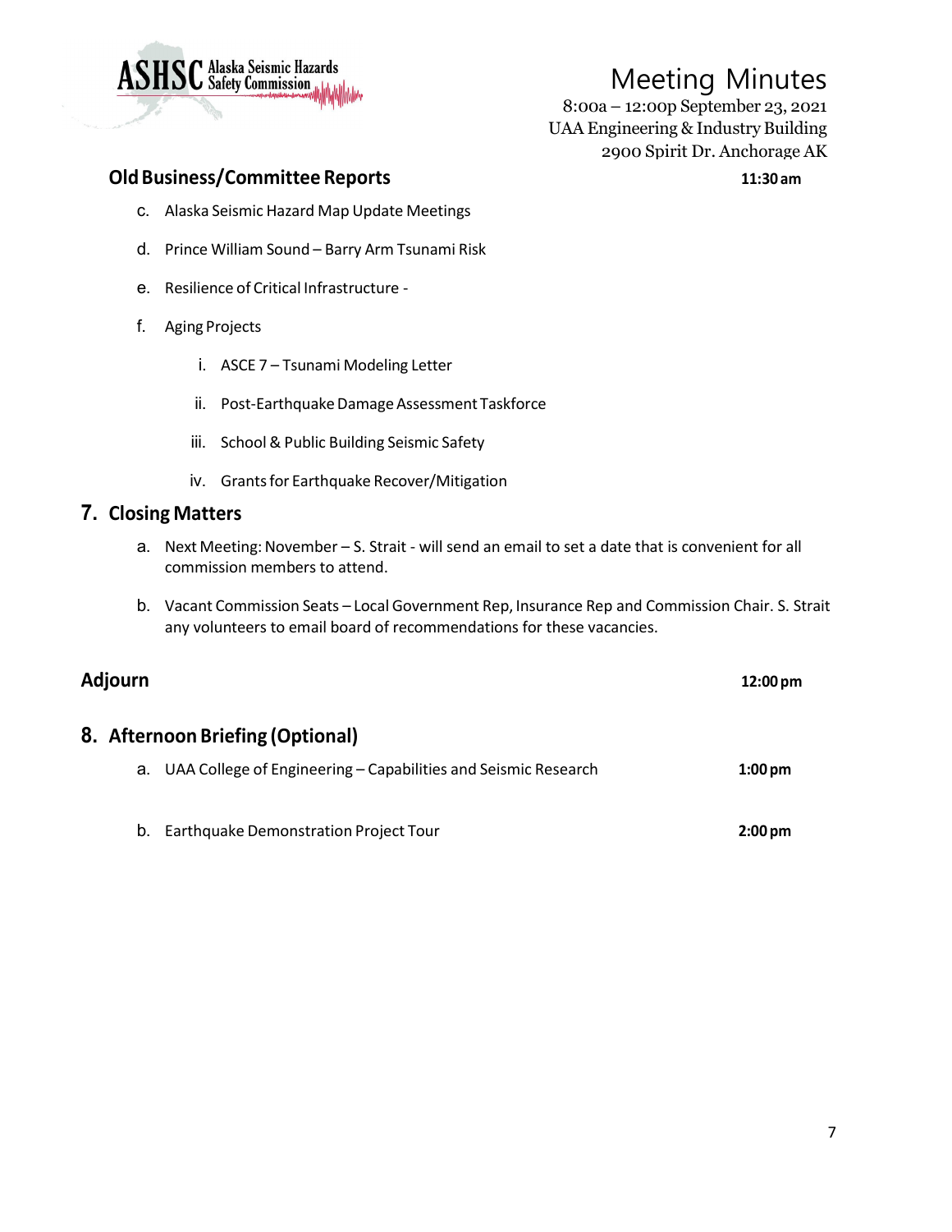## Old Business/Committee Reports — 11:30 am

c. Alaska Seismic Hazard Map Update Meetings

d. Prince William Sound – Barry Arm Tsunami Risk

e. Resilience of Critical Infrastructure -

f. Aging Projects

   i. ASCE 7 – Tsunami Modeling Letter

   ii. Post-Earthquake Damage Assessment Taskforce

   iii. School & Public Building Seismic Safety

   iv. Grants for Earthquake Recover/Mitigation

## 7. Closing Matters

a. Next Meeting: November – S. Strait - will send an email to set a date that is convenient for all commission members to attend.

b. Vacant Commission Seats – Local Government Rep, Insurance Rep and Commission Chair. S. Strait any volunteers to email board of recommendations for these vacancies.

## Adjourn — 12:00 pm

## 8. Afternoon Briefing (Optional)

a. UAA College of Engineering – Capabilities and Seismic Research — 1:00 pm

b. Earthquake Demonstration Project Tour — 2:00 pm